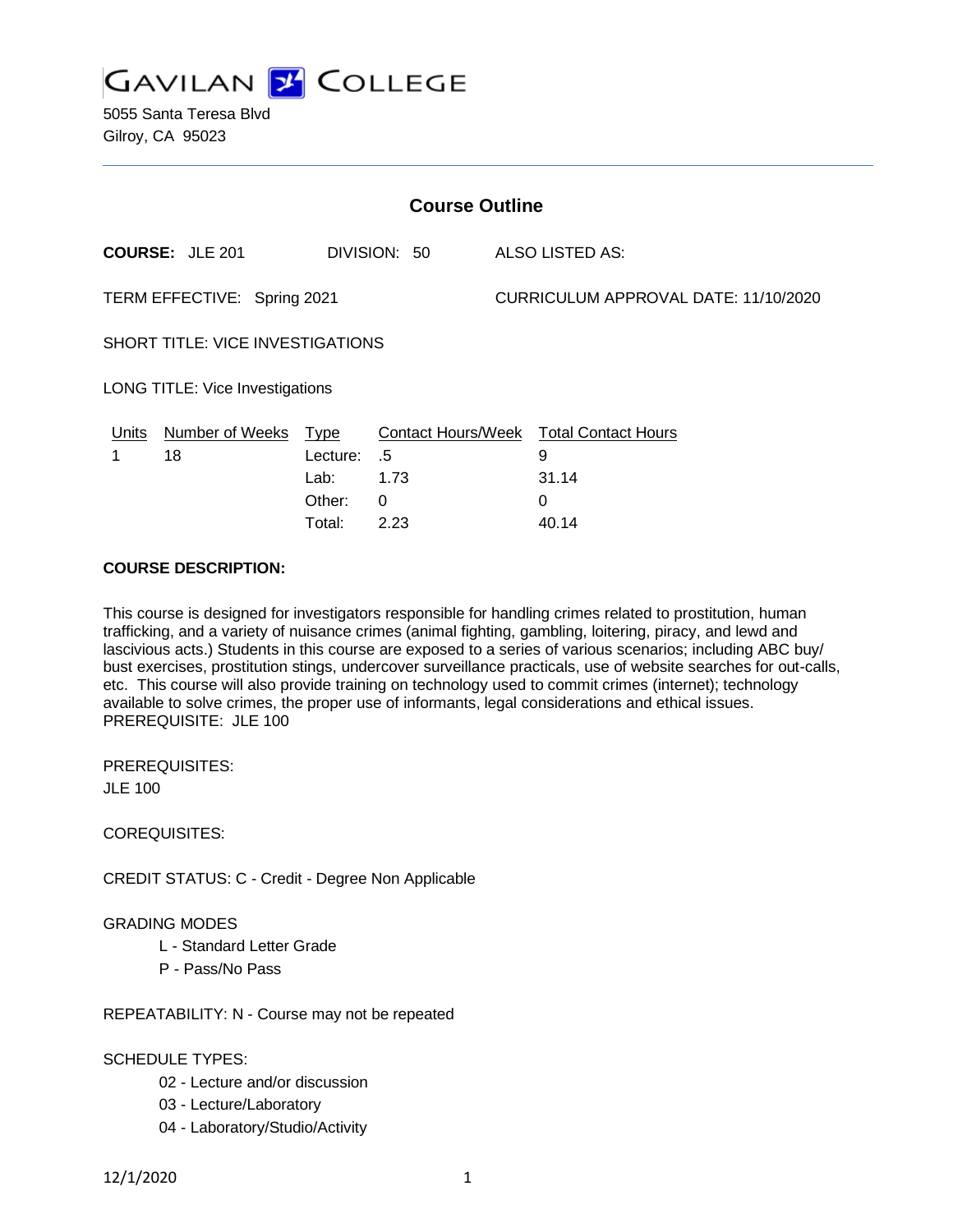GAVILAN COLLEGE

5055 Santa Teresa Blvd
Gilroy, CA 95023

## Course Outline

**COURSE:** JLE 201 DIVISION: 50 ALSO LISTED AS:

TERM EFFECTIVE: Spring 2021 CURRICULUM APPROVAL DATE: 11/10/2020

SHORT TITLE: VICE INVESTIGATIONS

LONG TITLE: Vice Investigations

| Units | Number of Weeks | Type | Contact Hours/Week | Total Contact Hours |
|---|---|---|---|---|
| 1 | 18 | Lecture: | .5 | 9 |
| | | Lab: | 1.73 | 31.14 |
| | | Other: | 0 | 0 |
| | | Total: | 2.23 | 40.14 |

**COURSE DESCRIPTION:**

This course is designed for investigators responsible for handling crimes related to prostitution, human trafficking, and a variety of nuisance crimes (animal fighting, gambling, loitering, piracy, and lewd and lascivious acts.) Students in this course are exposed to a series of various scenarios; including ABC buy/ bust exercises, prostitution stings, undercover surveillance practicals, use of website searches for out-calls, etc. This course will also provide training on technology used to commit crimes (internet); technology available to solve crimes, the proper use of informants, legal considerations and ethical issues.
PREREQUISITE: JLE 100

PREREQUISITES:
JLE 100

COREQUISITES:

CREDIT STATUS: C - Credit - Degree Non Applicable

GRADING MODES
- L - Standard Letter Grade
- P - Pass/No Pass

REPEATABILITY: N - Course may not be repeated

SCHEDULE TYPES:
- 02 - Lecture and/or discussion
- 03 - Lecture/Laboratory
- 04 - Laboratory/Studio/Activity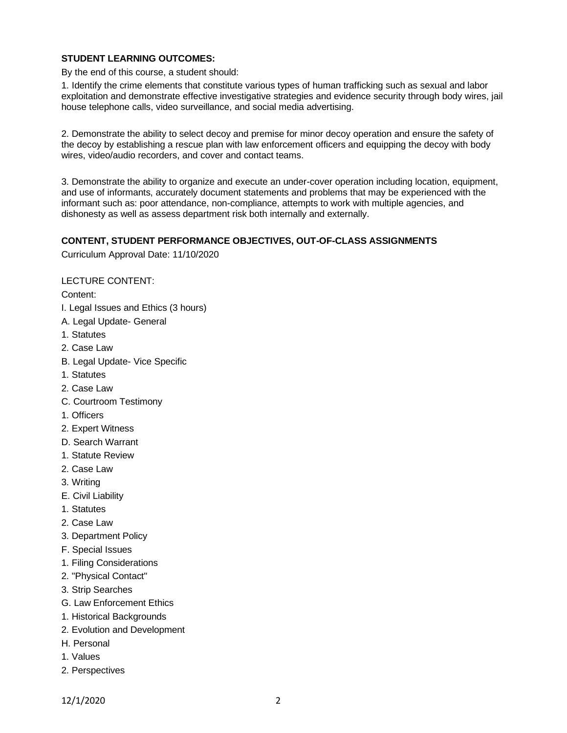**STUDENT LEARNING OUTCOMES:**

By the end of this course, a student should:

1. Identify the crime elements that constitute various types of human trafficking such as sexual and labor exploitation and demonstrate effective investigative strategies and evidence security through body wires, jail house telephone calls, video surveillance, and social media advertising.

2. Demonstrate the ability to select decoy and premise for minor decoy operation and ensure the safety of the decoy by establishing a rescue plan with law enforcement officers and equipping the decoy with body wires, video/audio recorders, and cover and contact teams.

3. Demonstrate the ability to organize and execute an under-cover operation including location, equipment, and use of informants, accurately document statements and problems that may be experienced with the informant such as: poor attendance, non-compliance, attempts to work with multiple agencies, and dishonesty as well as assess department risk both internally and externally.

**CONTENT, STUDENT PERFORMANCE OBJECTIVES, OUT-OF-CLASS ASSIGNMENTS**

Curriculum Approval Date: 11/10/2020

LECTURE CONTENT:

Content:

I. Legal Issues and Ethics (3 hours)

A. Legal Update- General

1. Statutes

2. Case Law

B. Legal Update- Vice Specific

1. Statutes

2. Case Law

C. Courtroom Testimony

1. Officers

2. Expert Witness

D. Search Warrant

1. Statute Review

2. Case Law

3. Writing

E. Civil Liability

1. Statutes

2. Case Law

3. Department Policy

F. Special Issues

1. Filing Considerations

2. "Physical Contact"

3. Strip Searches

G. Law Enforcement Ethics

1. Historical Backgrounds

2. Evolution and Development

H. Personal

1. Values

2. Perspectives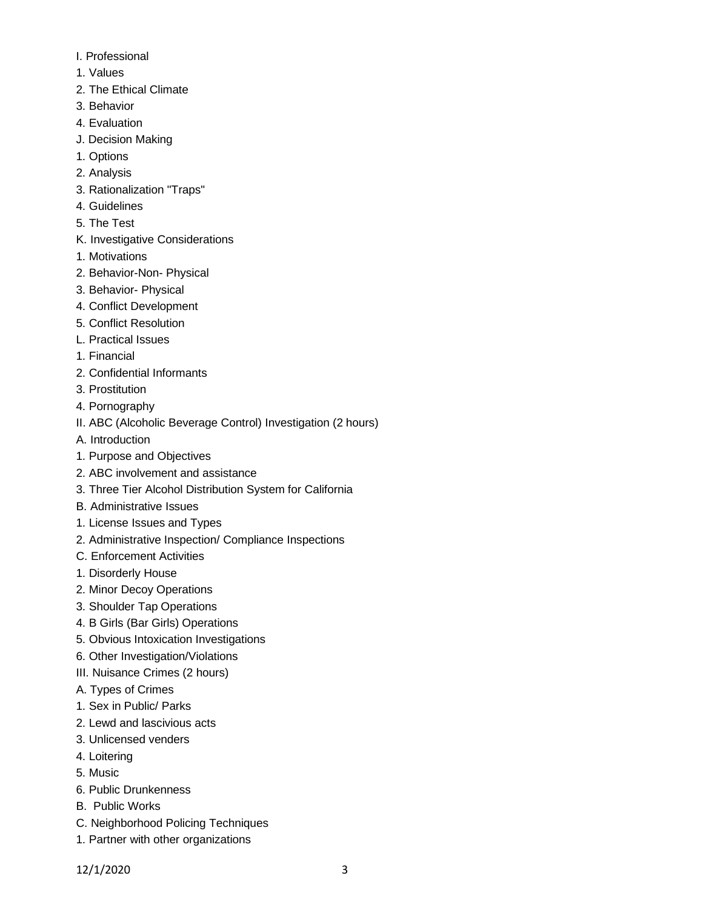I. Professional
1. Values
2. The Ethical Climate
3. Behavior
4. Evaluation
J. Decision Making
1. Options
2. Analysis
3. Rationalization "Traps"
4. Guidelines
5. The Test
K. Investigative Considerations
1. Motivations
2. Behavior-Non- Physical
3. Behavior- Physical
4. Conflict Development
5. Conflict Resolution
L. Practical Issues
1. Financial
2. Confidential Informants
3. Prostitution
4. Pornography
II. ABC (Alcoholic Beverage Control) Investigation (2 hours)
A. Introduction
1. Purpose and Objectives
2. ABC involvement and assistance
3. Three Tier Alcohol Distribution System for California
B. Administrative Issues
1. License Issues and Types
2. Administrative Inspection/ Compliance Inspections
C. Enforcement Activities
1. Disorderly House
2. Minor Decoy Operations
3. Shoulder Tap Operations
4. B Girls (Bar Girls) Operations
5. Obvious Intoxication Investigations
6. Other Investigation/Violations
III. Nuisance Crimes (2 hours)
A. Types of Crimes
1. Sex in Public/ Parks
2. Lewd and lascivious acts
3. Unlicensed venders
4. Loitering
5. Music
6. Public Drunkenness
B. Public Works
C. Neighborhood Policing Techniques
1. Partner with other organizations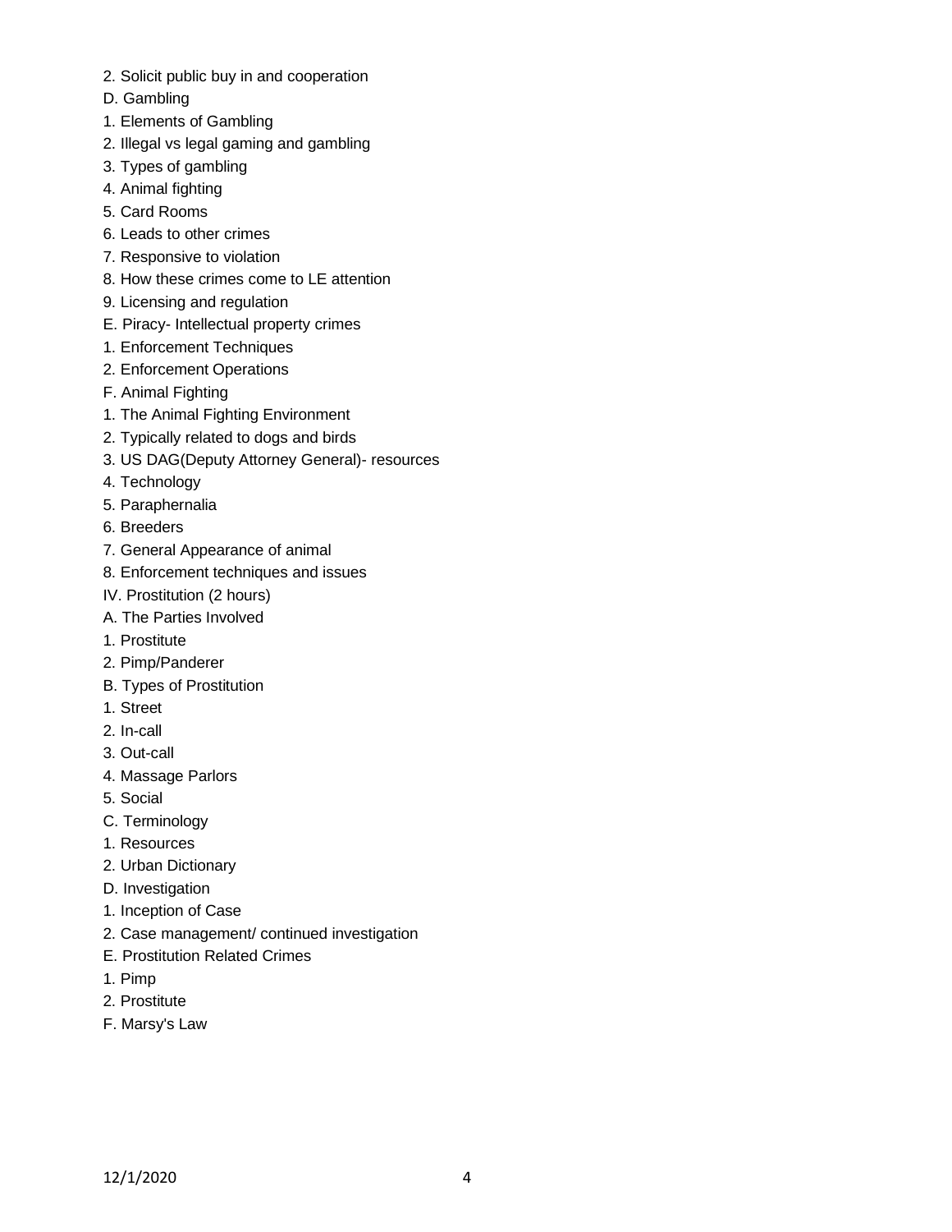2. Solicit public buy in and cooperation

D. Gambling

1. Elements of Gambling
2. Illegal vs legal gaming and gambling
3. Types of gambling
4. Animal fighting
5. Card Rooms
6. Leads to other crimes
7. Responsive to violation
8. How these crimes come to LE attention
9. Licensing and regulation

E. Piracy- Intellectual property crimes

1. Enforcement Techniques
2. Enforcement Operations

F. Animal Fighting

1. The Animal Fighting Environment
2. Typically related to dogs and birds
3. US DAG(Deputy Attorney General)- resources
4. Technology
5. Paraphernalia
6. Breeders
7. General Appearance of animal
8. Enforcement techniques and issues

IV. Prostitution (2 hours)

A. The Parties Involved

1. Prostitute
2. Pimp/Panderer

B. Types of Prostitution

1. Street
2. In-call
3. Out-call
4. Massage Parlors
5. Social

C. Terminology

1. Resources
2. Urban Dictionary

D. Investigation

1. Inception of Case
2. Case management/ continued investigation

E. Prostitution Related Crimes

1. Pimp
2. Prostitute

F. Marsy's Law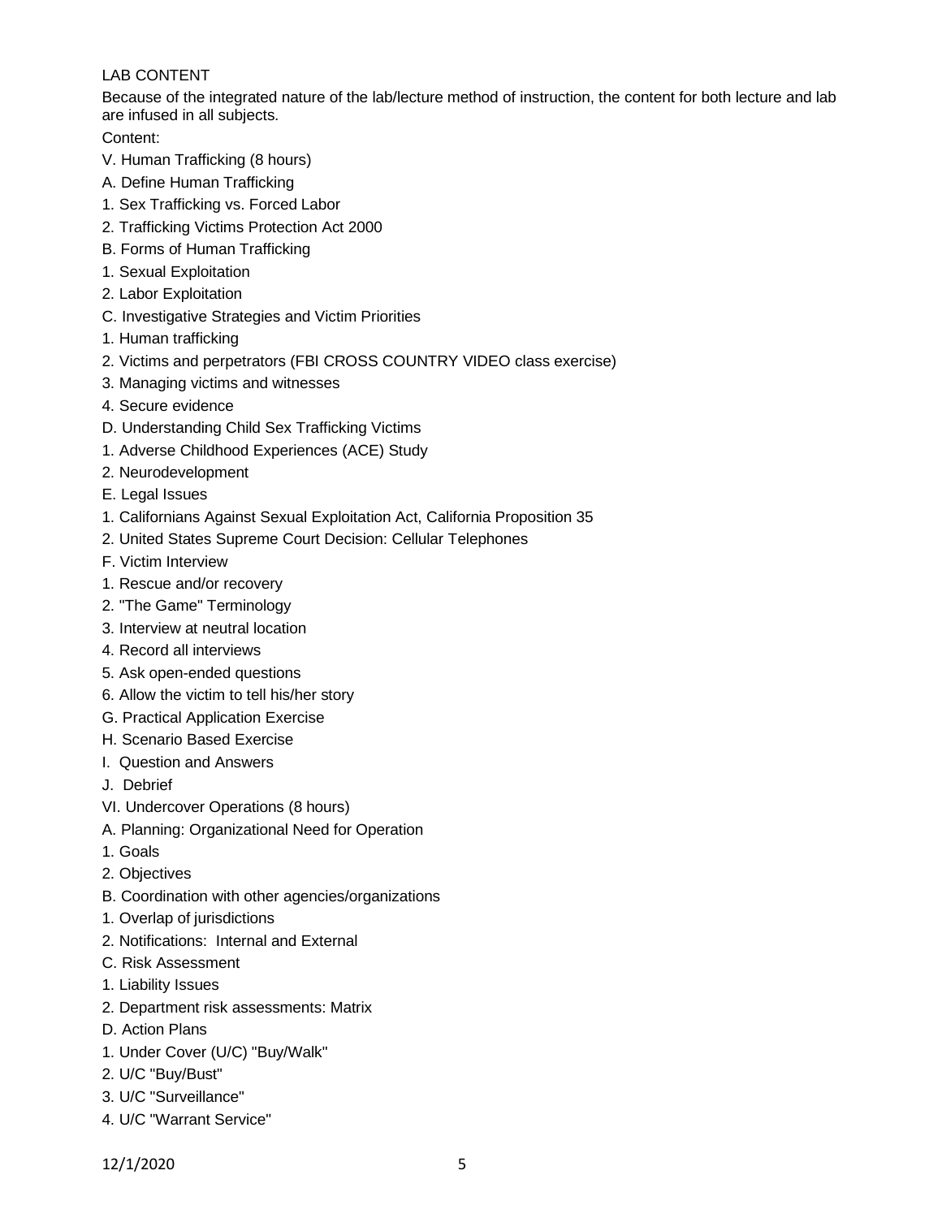LAB CONTENT

Because of the integrated nature of the lab/lecture method of instruction, the content for both lecture and lab are infused in all subjects.

Content:

V. Human Trafficking (8 hours)

A. Define Human Trafficking

1. Sex Trafficking vs. Forced Labor

2. Trafficking Victims Protection Act 2000

B. Forms of Human Trafficking

1. Sexual Exploitation

2. Labor Exploitation

C. Investigative Strategies and Victim Priorities

1. Human trafficking

2. Victims and perpetrators (FBI CROSS COUNTRY VIDEO class exercise)

3. Managing victims and witnesses

4. Secure evidence

D. Understanding Child Sex Trafficking Victims

1. Adverse Childhood Experiences (ACE) Study

2. Neurodevelopment

E. Legal Issues

1. Californians Against Sexual Exploitation Act, California Proposition 35

2. United States Supreme Court Decision: Cellular Telephones

F. Victim Interview

1. Rescue and/or recovery

2. "The Game" Terminology

3. Interview at neutral location

4. Record all interviews

5. Ask open-ended questions

6. Allow the victim to tell his/her story

G. Practical Application Exercise

H. Scenario Based Exercise

I. Question and Answers

J. Debrief

VI. Undercover Operations (8 hours)

A. Planning: Organizational Need for Operation

1. Goals

2. Objectives

B. Coordination with other agencies/organizations

1. Overlap of jurisdictions

2. Notifications: Internal and External

C. Risk Assessment

1. Liability Issues

2. Department risk assessments: Matrix

D. Action Plans

1. Under Cover (U/C) "Buy/Walk"

2. U/C "Buy/Bust"

3. U/C "Surveillance"

4. U/C "Warrant Service"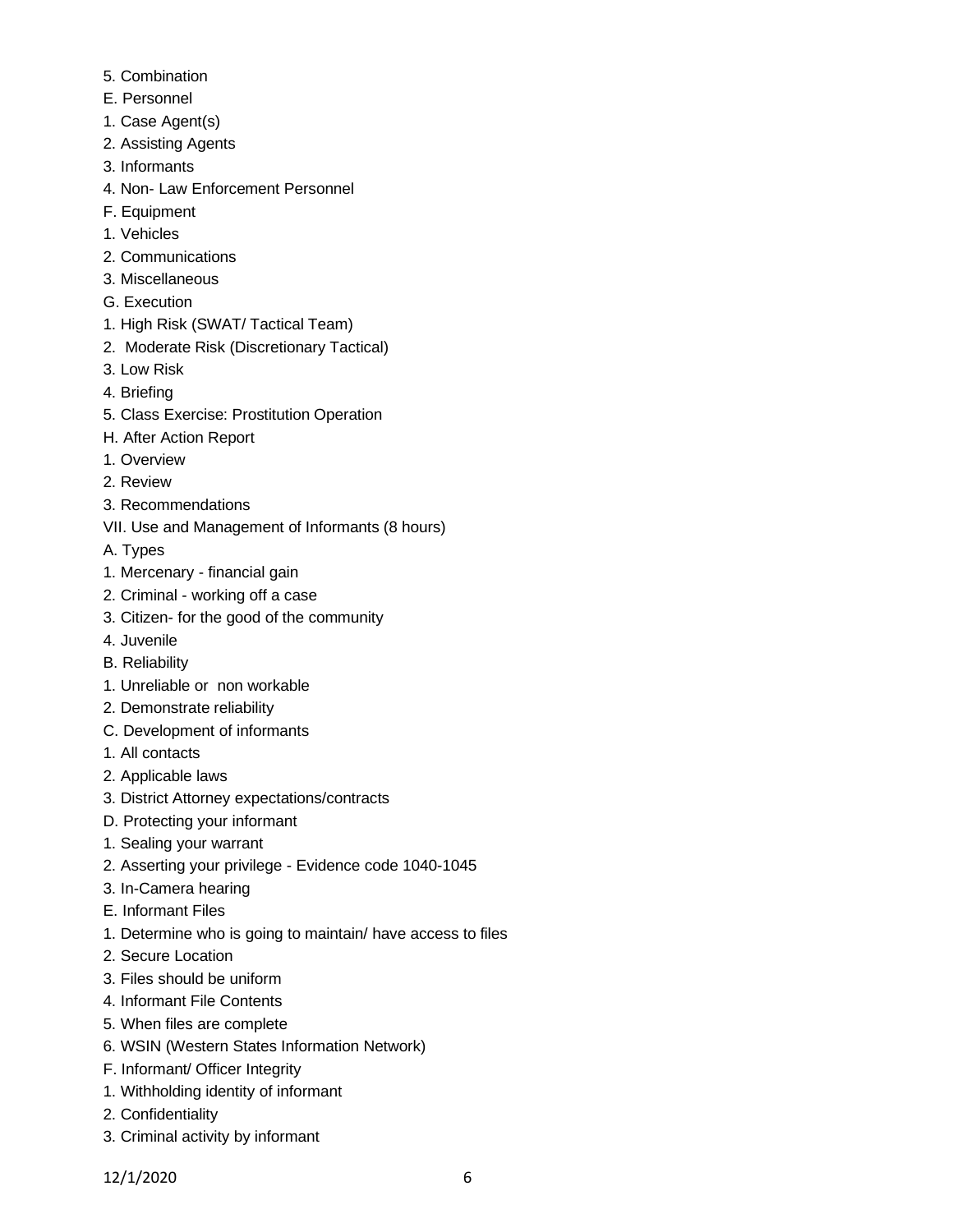5. Combination

E. Personnel

1. Case Agent(s)

2. Assisting Agents

3. Informants

4. Non- Law Enforcement Personnel

F. Equipment

1. Vehicles

2. Communications

3. Miscellaneous

G. Execution

1. High Risk (SWAT/ Tactical Team)

2. Moderate Risk (Discretionary Tactical)

3. Low Risk

4. Briefing

5. Class Exercise: Prostitution Operation

H. After Action Report

1. Overview

2. Review

3. Recommendations

VII. Use and Management of Informants (8 hours)

A. Types

1. Mercenary - financial gain

2. Criminal - working off a case

3. Citizen- for the good of the community

4. Juvenile

B. Reliability

1. Unreliable or non workable

2. Demonstrate reliability

C. Development of informants

1. All contacts

2. Applicable laws

3. District Attorney expectations/contracts

D. Protecting your informant

1. Sealing your warrant

2. Asserting your privilege - Evidence code 1040-1045

3. In-Camera hearing

E. Informant Files

1. Determine who is going to maintain/ have access to files

2. Secure Location

3. Files should be uniform

4. Informant File Contents

5. When files are complete

6. WSIN (Western States Information Network)

F. Informant/ Officer Integrity

1. Withholding identity of informant

2. Confidentiality

3. Criminal activity by informant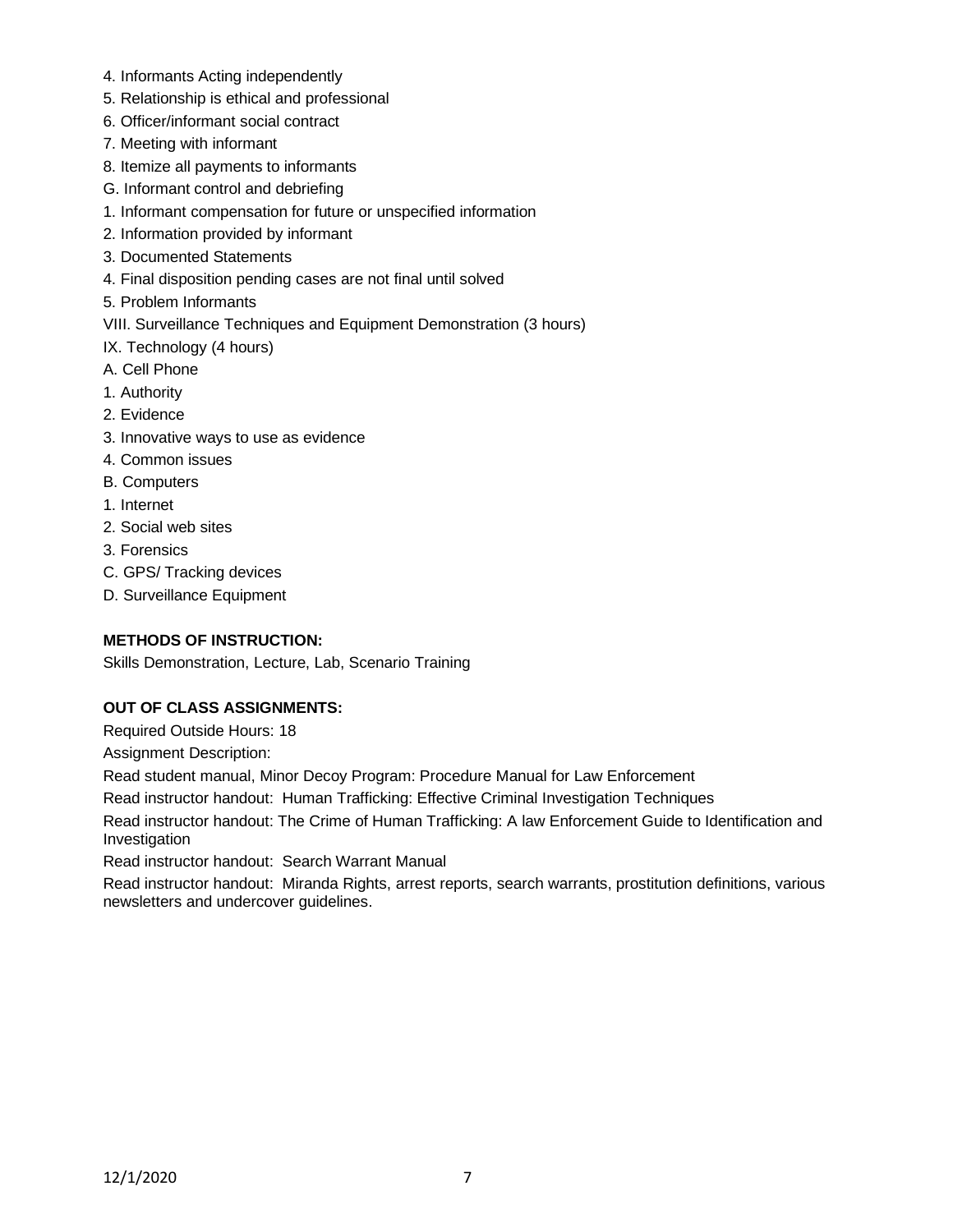4. Informants Acting independently
5. Relationship is ethical and professional
6. Officer/informant social contract
7. Meeting with informant
8. Itemize all payments to informants

G. Informant control and debriefing
1. Informant compensation for future or unspecified information
2. Information provided by informant
3. Documented Statements
4. Final disposition pending cases are not final until solved
5. Problem Informants

VIII. Surveillance Techniques and Equipment Demonstration (3 hours)

IX. Technology (4 hours)

A. Cell Phone
1. Authority
2. Evidence
3. Innovative ways to use as evidence
4. Common issues

B. Computers
1. Internet
2. Social web sites
3. Forensics

C. GPS/ Tracking devices

D. Surveillance Equipment

**METHODS OF INSTRUCTION:**

Skills Demonstration, Lecture, Lab, Scenario Training

**OUT OF CLASS ASSIGNMENTS:**

Required Outside Hours: 18

Assignment Description:

Read student manual, Minor Decoy Program: Procedure Manual for Law Enforcement

Read instructor handout: Human Trafficking: Effective Criminal Investigation Techniques

Read instructor handout: The Crime of Human Trafficking: A law Enforcement Guide to Identification and Investigation

Read instructor handout: Search Warrant Manual

Read instructor handout: Miranda Rights, arrest reports, search warrants, prostitution definitions, various newsletters and undercover guidelines.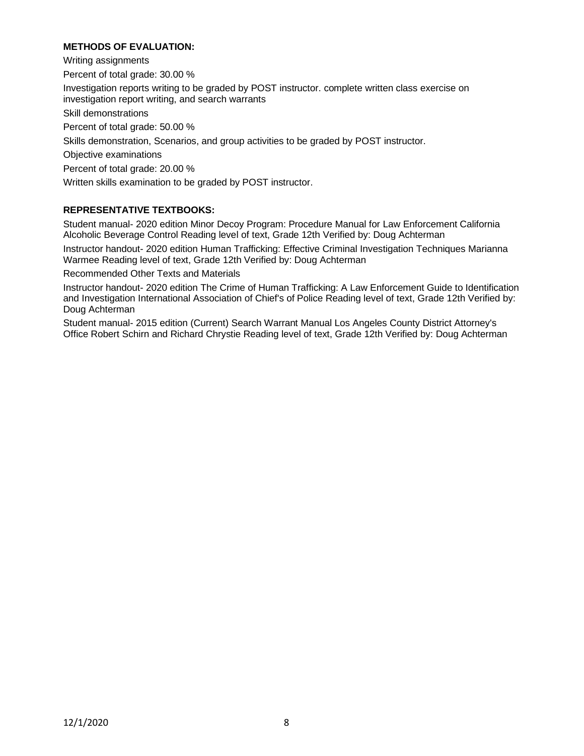**METHODS OF EVALUATION:**

Writing assignments

Percent of total grade: 30.00 %

Investigation reports writing to be graded by POST instructor. complete written class exercise on investigation report writing, and search warrants

Skill demonstrations

Percent of total grade: 50.00 %

Skills demonstration, Scenarios, and group activities to be graded by POST instructor.

Objective examinations

Percent of total grade: 20.00 %

Written skills examination to be graded by POST instructor.

**REPRESENTATIVE TEXTBOOKS:**

Student manual- 2020 edition Minor Decoy Program: Procedure Manual for Law Enforcement California Alcoholic Beverage Control Reading level of text, Grade 12th Verified by: Doug Achterman

Instructor handout- 2020 edition Human Trafficking: Effective Criminal Investigation Techniques Marianna Warmee Reading level of text, Grade 12th Verified by: Doug Achterman

Recommended Other Texts and Materials

Instructor handout- 2020 edition The Crime of Human Trafficking: A Law Enforcement Guide to Identification and Investigation International Association of Chief's of Police Reading level of text, Grade 12th Verified by: Doug Achterman

Student manual- 2015 edition (Current) Search Warrant Manual Los Angeles County District Attorney's Office Robert Schirn and Richard Chrystie Reading level of text, Grade 12th Verified by: Doug Achterman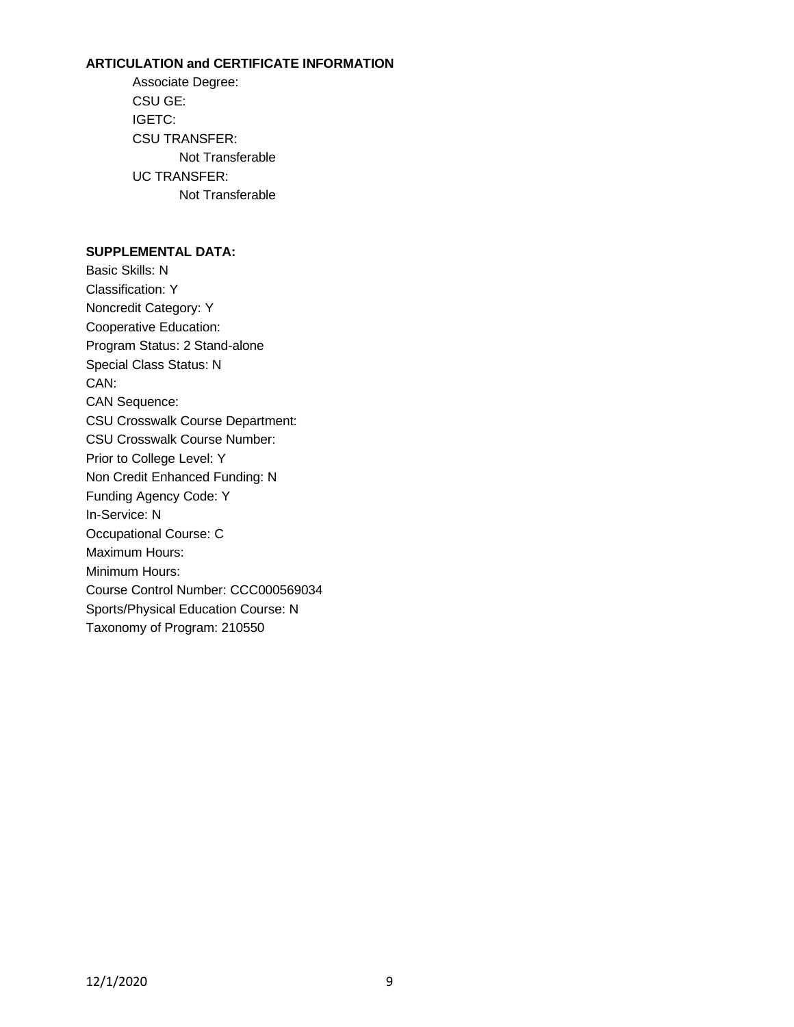**ARTICULATION and CERTIFICATE INFORMATION**

Associate Degree:
CSU GE:
IGETC:
CSU TRANSFER:
Not Transferable
UC TRANSFER:
Not Transferable

**SUPPLEMENTAL DATA:**

Basic Skills: N
Classification: Y
Noncredit Category: Y
Cooperative Education:
Program Status: 2 Stand-alone
Special Class Status: N
CAN:
CAN Sequence:
CSU Crosswalk Course Department:
CSU Crosswalk Course Number:
Prior to College Level: Y
Non Credit Enhanced Funding: N
Funding Agency Code: Y
In-Service: N
Occupational Course: C
Maximum Hours:
Minimum Hours:
Course Control Number: CCC000569034
Sports/Physical Education Course: N
Taxonomy of Program: 210550